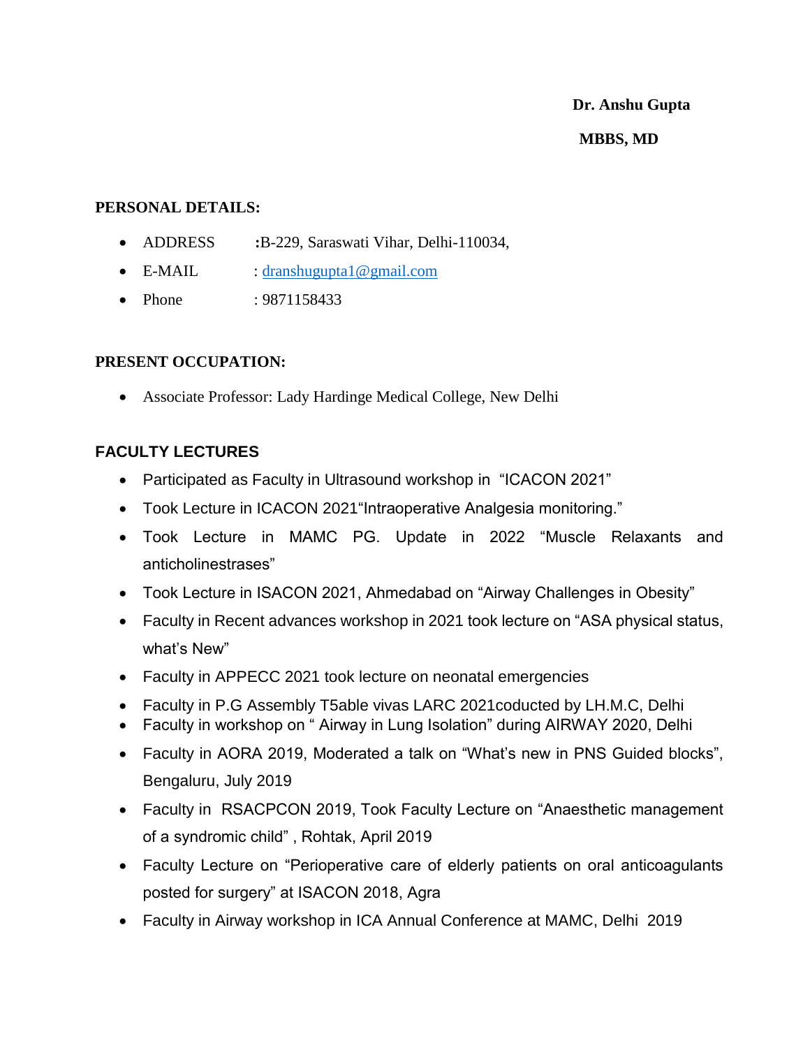**Dr. Anshu Gupta**

**MBBS, MD**

**PERSONAL DETAILS:**

- ADDRESS : **:**B-229, Saraswati Vihar, Delhi-110034,
- E-MAIL : dranshugupta1@gmail.com
- Phone : 9871158433

**PRESENT OCCUPATION:**

- Associate Professor: Lady Hardinge Medical College, New Delhi

**FACULTY LECTURES**

- Participated as Faculty in Ultrasound workshop in "ICACON 2021"
- Took Lecture in ICACON 2021"Intraoperative Analgesia monitoring."
- Took Lecture in MAMC PG. Update in 2022 "Muscle Relaxants and anticholinestrases"
- Took Lecture in ISACON 2021, Ahmedabad on "Airway Challenges in Obesity"
- Faculty in Recent advances workshop in 2021 took lecture on "ASA physical status, what's New"
- Faculty in APPECC 2021 took lecture on neonatal emergencies
- Faculty in P.G Assembly T5able vivas LARC 2021coducted by LH.M.C, Delhi
- Faculty in workshop on " Airway in Lung Isolation" during AIRWAY 2020, Delhi
- Faculty in AORA 2019, Moderated a talk on "What's new in PNS Guided blocks", Bengaluru, July 2019
- Faculty in RSACPCON 2019, Took Faculty Lecture on "Anaesthetic management of a syndromic child" , Rohtak, April 2019
- Faculty Lecture on "Perioperative care of elderly patients on oral anticoagulants posted for surgery" at ISACON 2018, Agra
- Faculty in Airway workshop in ICA Annual Conference at MAMC, Delhi 2019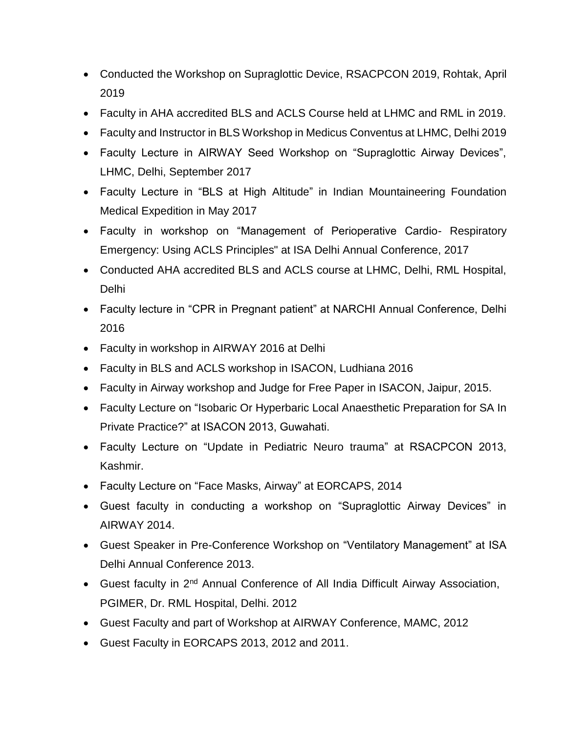- Conducted the Workshop on Supraglottic Device, RSACPCON 2019, Rohtak, April 2019
- Faculty in AHA accredited BLS and ACLS Course held at LHMC and RML in 2019.
- Faculty and Instructor in BLS Workshop in Medicus Conventus at LHMC, Delhi 2019
- Faculty Lecture in AIRWAY Seed Workshop on “Supraglottic Airway Devices”, LHMC, Delhi, September 2017
- Faculty Lecture in “BLS at High Altitude” in Indian Mountaineering Foundation Medical Expedition in May 2017
- Faculty in workshop on “Management of Perioperative Cardio- Respiratory Emergency: Using ACLS Principles" at ISA Delhi Annual Conference, 2017
- Conducted AHA accredited BLS and ACLS course at LHMC, Delhi, RML Hospital, Delhi
- Faculty lecture in “CPR in Pregnant patient” at NARCHI Annual Conference, Delhi 2016
- Faculty in workshop in AIRWAY 2016 at Delhi
- Faculty in BLS and ACLS workshop in ISACON, Ludhiana 2016
- Faculty in Airway workshop and Judge for Free Paper in ISACON, Jaipur, 2015.
- Faculty Lecture on “Isobaric Or Hyperbaric Local Anaesthetic Preparation for SA In Private Practice?” at ISACON 2013, Guwahati.
- Faculty Lecture on “Update in Pediatric Neuro trauma” at RSACPCON 2013, Kashmir.
- Faculty Lecture on “Face Masks, Airway” at EORCAPS, 2014
- Guest faculty in conducting a workshop on “Supraglottic Airway Devices” in AIRWAY 2014.
- Guest Speaker in Pre-Conference Workshop on “Ventilatory Management” at ISA Delhi Annual Conference 2013.
- Guest faculty in 2nd Annual Conference of All India Difficult Airway Association, PGIMER, Dr. RML Hospital, Delhi. 2012
- Guest Faculty and part of Workshop at AIRWAY Conference, MAMC, 2012
- Guest Faculty in EORCAPS 2013, 2012 and 2011.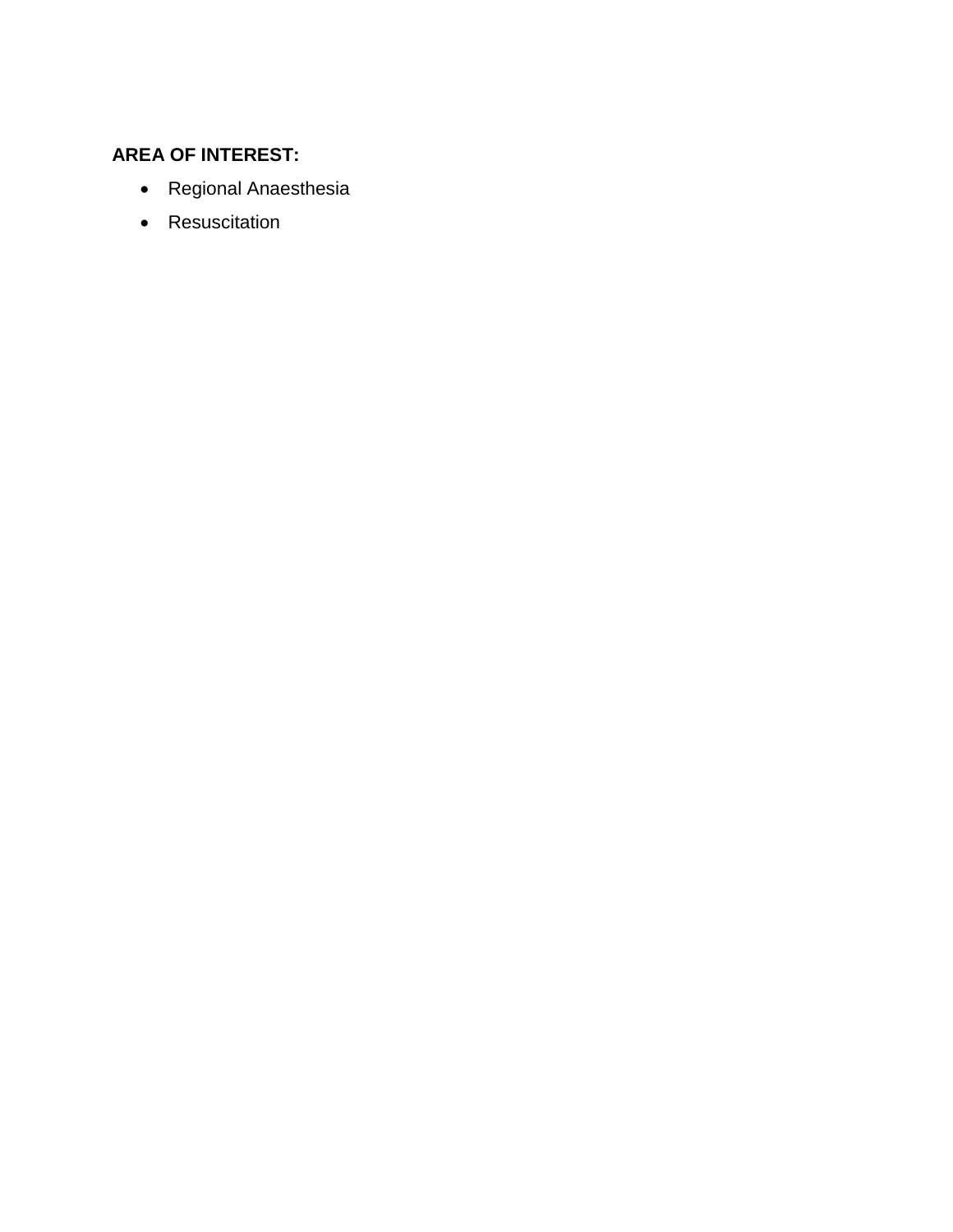**AREA OF INTEREST:**

- Regional Anaesthesia
- Resuscitation